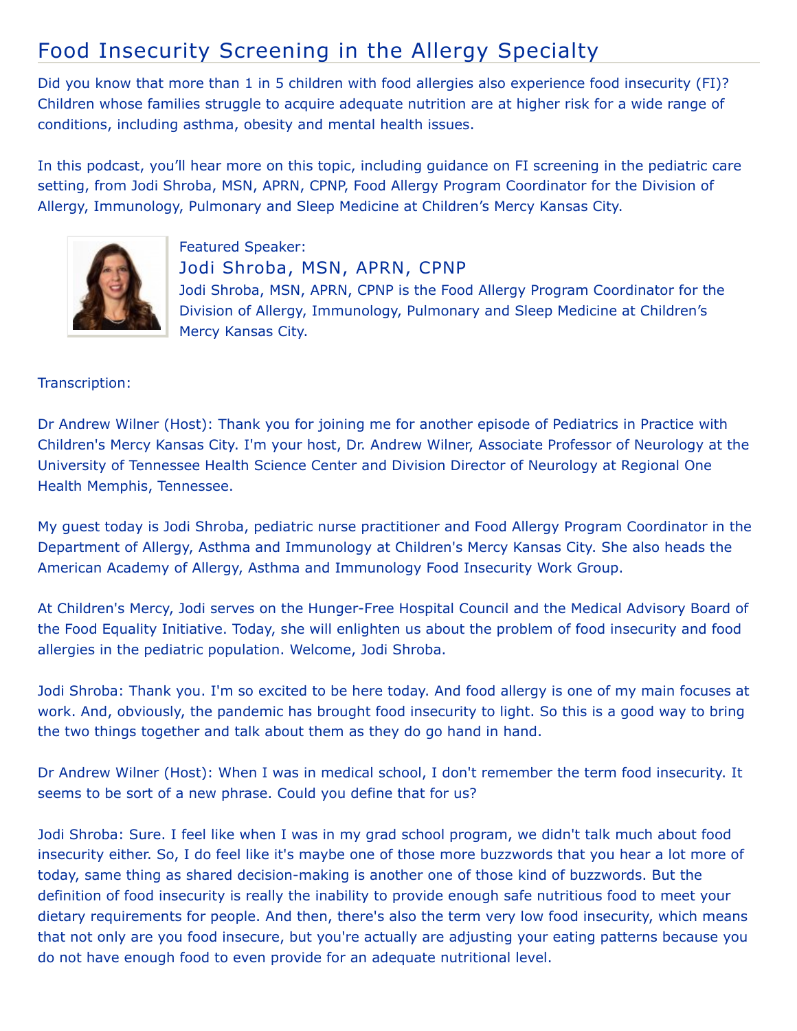# Food Insecurity Screening in the Allergy Specialty

Did you know that more than 1 in 5 children with food allergies also experience food insecurity (FI)? Children whose families struggle to acquire adequate nutrition are at higher risk for a wide range of conditions, including asthma, obesity and mental health issues.

In this podcast, you'll hear more on this topic, including guidance on FI screening in the pediatric care setting, from Jodi Shroba, MSN, APRN, CPNP, Food Allergy Program Coordinator for the Division of Allergy, Immunology, Pulmonary and Sleep Medicine at Children's Mercy Kansas City.

Featured Speaker:

## Jodi Shroba, MSN, APRN, CPNP

Jodi Shroba, MSN, APRN, CPNP is the Food Allergy Program Coordinator for the Division of Allergy, Immunology, Pulmonary and Sleep Medicine at Children's Mercy Kansas City.

Transcription:

Dr Andrew Wilner (Host): Thank you for joining me for another episode of Pediatrics in Practice with Children's Mercy Kansas City. I'm your host, Dr. Andrew Wilner, Associate Professor of Neurology at the University of Tennessee Health Science Center and Division Director of Neurology at Regional One Health Memphis, Tennessee.

My guest today is Jodi Shroba, pediatric nurse practitioner and Food Allergy Program Coordinator in the Department of Allergy, Asthma and Immunology at Children's Mercy Kansas City. She also heads the American Academy of Allergy, Asthma and Immunology Food Insecurity Work Group.

At Children's Mercy, Jodi serves on the Hunger-Free Hospital Council and the Medical Advisory Board of the Food Equality Initiative. Today, she will enlighten us about the problem of food insecurity and food allergies in the pediatric population. Welcome, Jodi Shroba.

Jodi Shroba: Thank you. I'm so excited to be here today. And food allergy is one of my main focuses at work. And, obviously, the pandemic has brought food insecurity to light. So this is a good way to bring the two things together and talk about them as they do go hand in hand.

Dr Andrew Wilner (Host): When I was in medical school, I don't remember the term food insecurity. It seems to be sort of a new phrase. Could you define that for us?

Jodi Shroba: Sure. I feel like when I was in my grad school program, we didn't talk much about food insecurity either. So, I do feel like it's maybe one of those more buzzwords that you hear a lot more of today, same thing as shared decision-making is another one of those kind of buzzwords. But the definition of food insecurity is really the inability to provide enough safe nutritious food to meet your dietary requirements for people. And then, there's also the term very low food insecurity, which means that not only are you food insecure, but you're actually are adjusting your eating patterns because you do not have enough food to even provide for an adequate nutritional level.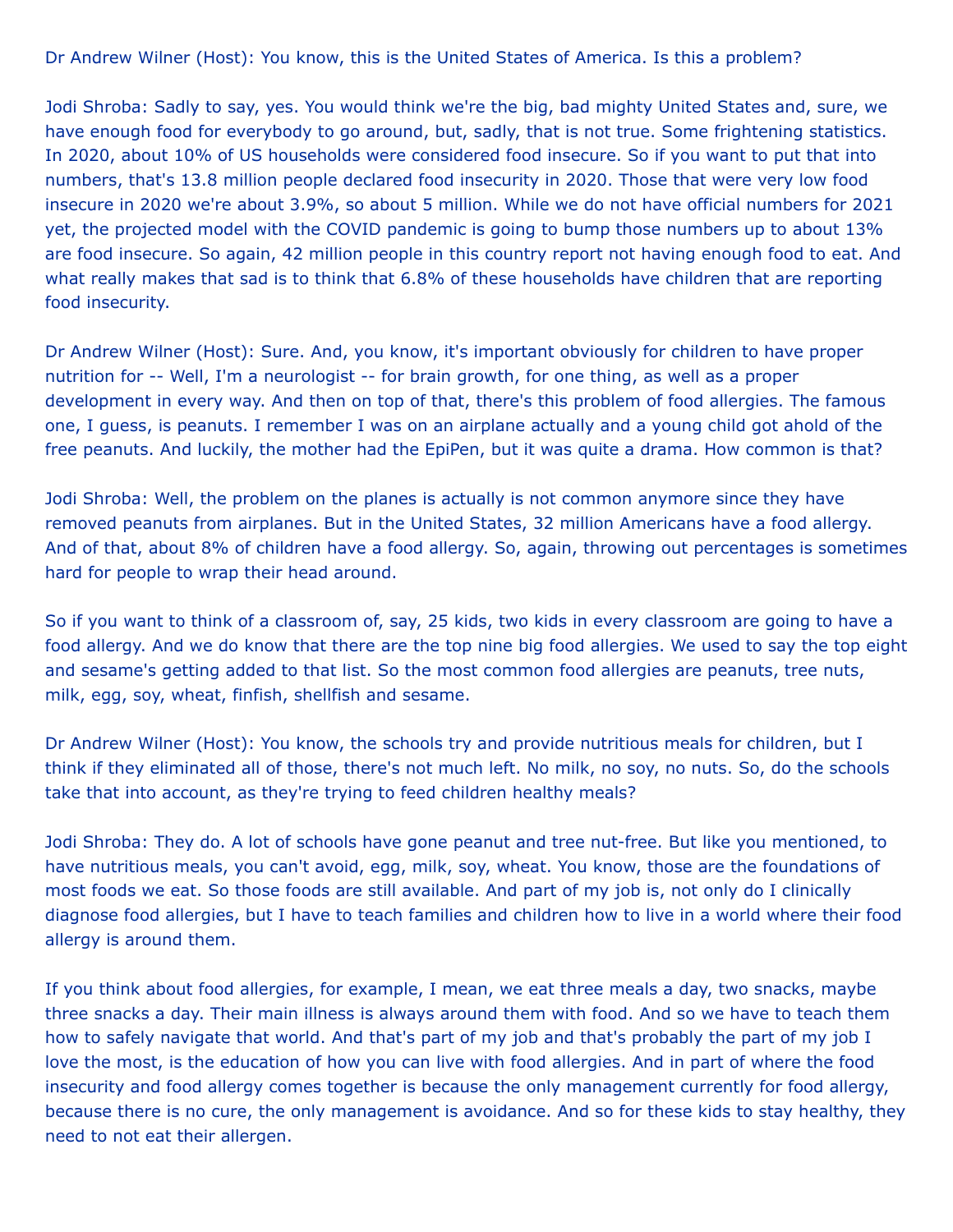Dr Andrew Wilner (Host): You know, this is the United States of America. Is this a problem?

Jodi Shroba: Sadly to say, yes. You would think we're the big, bad mighty United States and, sure, we have enough food for everybody to go around, but, sadly, that is not true. Some frightening statistics. In 2020, about 10% of US households were considered food insecure. So if you want to put that into numbers, that's 13.8 million people declared food insecurity in 2020. Those that were very low food insecure in 2020 we're about 3.9%, so about 5 million. While we do not have official numbers for 2021 yet, the projected model with the COVID pandemic is going to bump those numbers up to about 13% are food insecure. So again, 42 million people in this country report not having enough food to eat. And what really makes that sad is to think that 6.8% of these households have children that are reporting food insecurity.

Dr Andrew Wilner (Host): Sure. And, you know, it's important obviously for children to have proper nutrition for -- Well, I'm a neurologist -- for brain growth, for one thing, as well as a proper development in every way. And then on top of that, there's this problem of food allergies. The famous one, I guess, is peanuts. I remember I was on an airplane actually and a young child got ahold of the free peanuts. And luckily, the mother had the EpiPen, but it was quite a drama. How common is that?

Jodi Shroba: Well, the problem on the planes is actually is not common anymore since they have removed peanuts from airplanes. But in the United States, 32 million Americans have a food allergy. And of that, about 8% of children have a food allergy. So, again, throwing out percentages is sometimes hard for people to wrap their head around.

So if you want to think of a classroom of, say, 25 kids, two kids in every classroom are going to have a food allergy. And we do know that there are the top nine big food allergies. We used to say the top eight and sesame's getting added to that list. So the most common food allergies are peanuts, tree nuts, milk, egg, soy, wheat, finfish, shellfish and sesame.

Dr Andrew Wilner (Host): You know, the schools try and provide nutritious meals for children, but I think if they eliminated all of those, there's not much left. No milk, no soy, no nuts. So, do the schools take that into account, as they're trying to feed children healthy meals?

Jodi Shroba: They do. A lot of schools have gone peanut and tree nut-free. But like you mentioned, to have nutritious meals, you can't avoid, egg, milk, soy, wheat. You know, those are the foundations of most foods we eat. So those foods are still available. And part of my job is, not only do I clinically diagnose food allergies, but I have to teach families and children how to live in a world where their food allergy is around them.

If you think about food allergies, for example, I mean, we eat three meals a day, two snacks, maybe three snacks a day. Their main illness is always around them with food. And so we have to teach them how to safely navigate that world. And that's part of my job and that's probably the part of my job I love the most, is the education of how you can live with food allergies. And in part of where the food insecurity and food allergy comes together is because the only management currently for food allergy, because there is no cure, the only management is avoidance. And so for these kids to stay healthy, they need to not eat their allergen.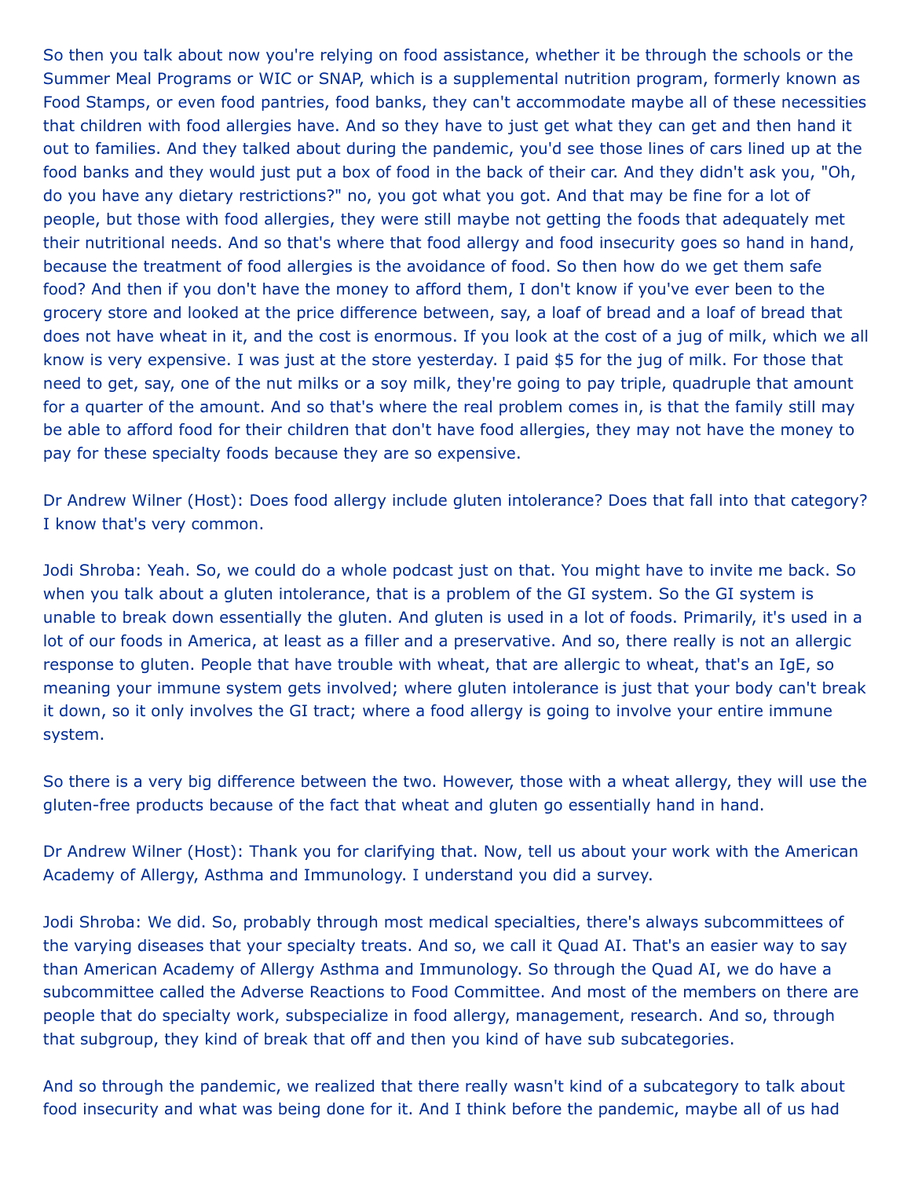So then you talk about now you're relying on food assistance, whether it be through the schools or the Summer Meal Programs or WIC or SNAP, which is a supplemental nutrition program, formerly known as Food Stamps, or even food pantries, food banks, they can't accommodate maybe all of these necessities that children with food allergies have. And so they have to just get what they can get and then hand it out to families. And they talked about during the pandemic, you'd see those lines of cars lined up at the food banks and they would just put a box of food in the back of their car. And they didn't ask you, "Oh, do you have any dietary restrictions?" no, you got what you got. And that may be fine for a lot of people, but those with food allergies, they were still maybe not getting the foods that adequately met their nutritional needs. And so that's where that food allergy and food insecurity goes so hand in hand, because the treatment of food allergies is the avoidance of food. So then how do we get them safe food? And then if you don't have the money to afford them, I don't know if you've ever been to the grocery store and looked at the price difference between, say, a loaf of bread and a loaf of bread that does not have wheat in it, and the cost is enormous. If you look at the cost of a jug of milk, which we all know is very expensive. I was just at the store yesterday. I paid $5 for the jug of milk. For those that need to get, say, one of the nut milks or a soy milk, they're going to pay triple, quadruple that amount for a quarter of the amount. And so that's where the real problem comes in, is that the family still may be able to afford food for their children that don't have food allergies, they may not have the money to pay for these specialty foods because they are so expensive.

Dr Andrew Wilner (Host): Does food allergy include gluten intolerance? Does that fall into that category? I know that's very common.

Jodi Shroba: Yeah. So, we could do a whole podcast just on that. You might have to invite me back. So when you talk about a gluten intolerance, that is a problem of the GI system. So the GI system is unable to break down essentially the gluten. And gluten is used in a lot of foods. Primarily, it's used in a lot of our foods in America, at least as a filler and a preservative. And so, there really is not an allergic response to gluten. People that have trouble with wheat, that are allergic to wheat, that's an IgE, so meaning your immune system gets involved; where gluten intolerance is just that your body can't break it down, so it only involves the GI tract; where a food allergy is going to involve your entire immune system.

So there is a very big difference between the two. However, those with a wheat allergy, they will use the gluten-free products because of the fact that wheat and gluten go essentially hand in hand.

Dr Andrew Wilner (Host): Thank you for clarifying that. Now, tell us about your work with the American Academy of Allergy, Asthma and Immunology. I understand you did a survey.

Jodi Shroba: We did. So, probably through most medical specialties, there's always subcommittees of the varying diseases that your specialty treats. And so, we call it Quad AI. That's an easier way to say than American Academy of Allergy Asthma and Immunology. So through the Quad AI, we do have a subcommittee called the Adverse Reactions to Food Committee. And most of the members on there are people that do specialty work, subspecialize in food allergy, management, research. And so, through that subgroup, they kind of break that off and then you kind of have sub subcategories.

And so through the pandemic, we realized that there really wasn't kind of a subcategory to talk about food insecurity and what was being done for it. And I think before the pandemic, maybe all of us had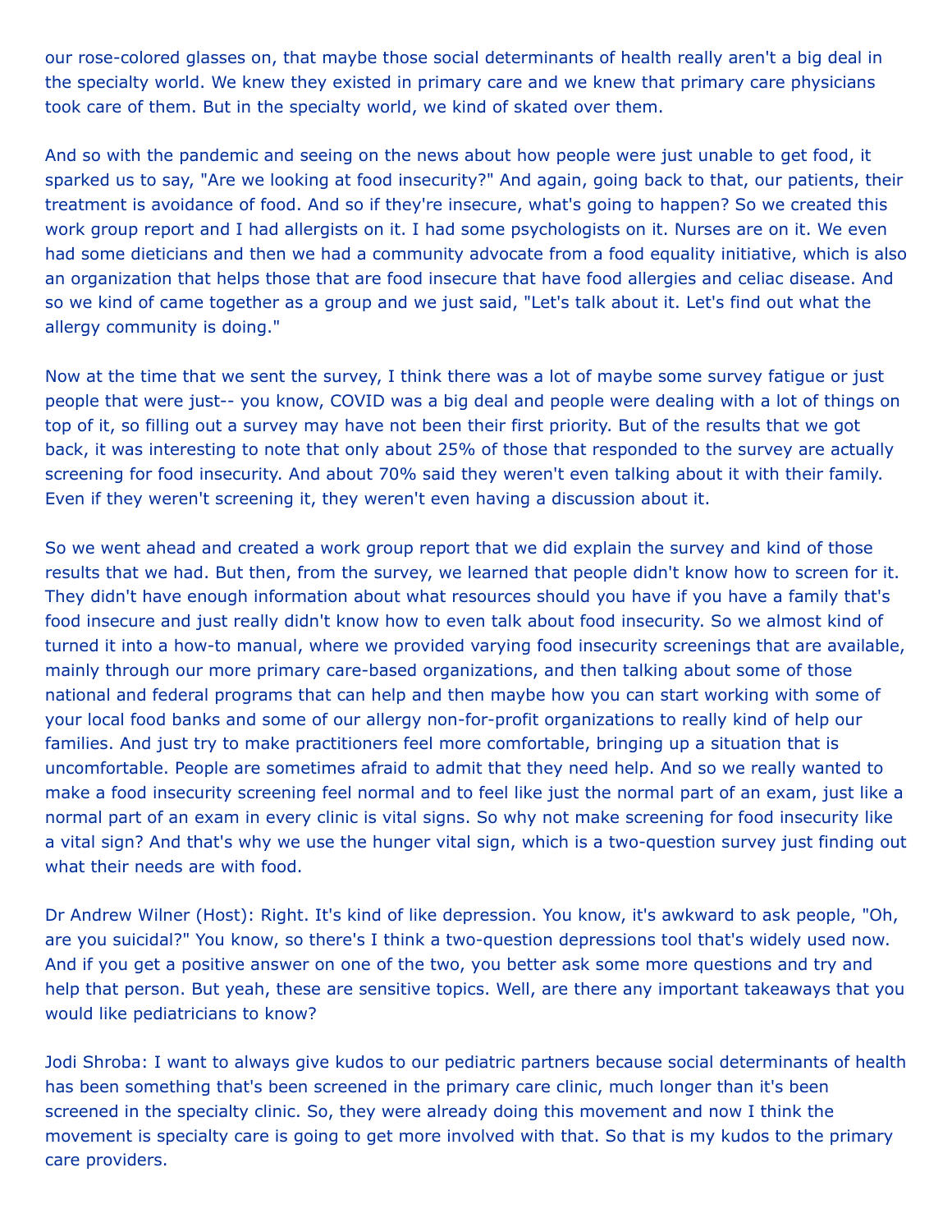our rose-colored glasses on, that maybe those social determinants of health really aren't a big deal in the specialty world. We knew they existed in primary care and we knew that primary care physicians took care of them. But in the specialty world, we kind of skated over them.

And so with the pandemic and seeing on the news about how people were just unable to get food, it sparked us to say, "Are we looking at food insecurity?" And again, going back to that, our patients, their treatment is avoidance of food. And so if they're insecure, what's going to happen? So we created this work group report and I had allergists on it. I had some psychologists on it. Nurses are on it. We even had some dieticians and then we had a community advocate from a food equality initiative, which is also an organization that helps those that are food insecure that have food allergies and celiac disease. And so we kind of came together as a group and we just said, "Let's talk about it. Let's find out what the allergy community is doing."

Now at the time that we sent the survey, I think there was a lot of maybe some survey fatigue or just people that were just-- you know, COVID was a big deal and people were dealing with a lot of things on top of it, so filling out a survey may have not been their first priority. But of the results that we got back, it was interesting to note that only about 25% of those that responded to the survey are actually screening for food insecurity. And about 70% said they weren't even talking about it with their family. Even if they weren't screening it, they weren't even having a discussion about it.

So we went ahead and created a work group report that we did explain the survey and kind of those results that we had. But then, from the survey, we learned that people didn't know how to screen for it. They didn't have enough information about what resources should you have if you have a family that's food insecure and just really didn't know how to even talk about food insecurity. So we almost kind of turned it into a how-to manual, where we provided varying food insecurity screenings that are available, mainly through our more primary care-based organizations, and then talking about some of those national and federal programs that can help and then maybe how you can start working with some of your local food banks and some of our allergy non-for-profit organizations to really kind of help our families. And just try to make practitioners feel more comfortable, bringing up a situation that is uncomfortable. People are sometimes afraid to admit that they need help. And so we really wanted to make a food insecurity screening feel normal and to feel like just the normal part of an exam, just like a normal part of an exam in every clinic is vital signs. So why not make screening for food insecurity like a vital sign? And that's why we use the hunger vital sign, which is a two-question survey just finding out what their needs are with food.

Dr Andrew Wilner (Host): Right. It's kind of like depression. You know, it's awkward to ask people, "Oh, are you suicidal?" You know, so there's I think a two-question depressions tool that's widely used now. And if you get a positive answer on one of the two, you better ask some more questions and try and help that person. But yeah, these are sensitive topics. Well, are there any important takeaways that you would like pediatricians to know?

Jodi Shroba: I want to always give kudos to our pediatric partners because social determinants of health has been something that's been screened in the primary care clinic, much longer than it's been screened in the specialty clinic. So, they were already doing this movement and now I think the movement is specialty care is going to get more involved with that. So that is my kudos to the primary care providers.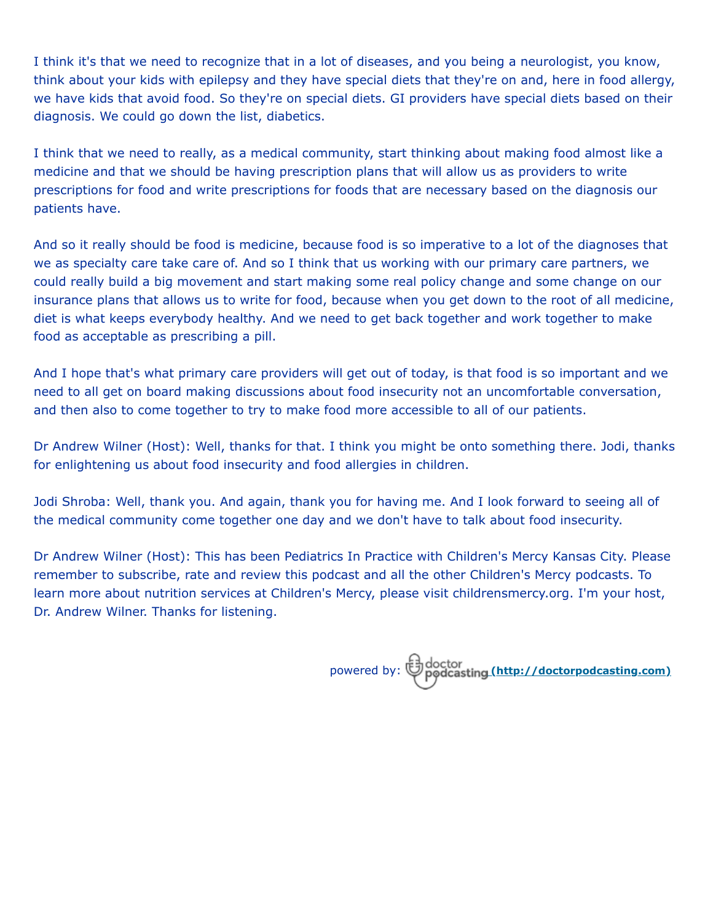I think it's that we need to recognize that in a lot of diseases, and you being a neurologist, you know, think about your kids with epilepsy and they have special diets that they're on and, here in food allergy, we have kids that avoid food. So they're on special diets. GI providers have special diets based on their diagnosis. We could go down the list, diabetics.

I think that we need to really, as a medical community, start thinking about making food almost like a medicine and that we should be having prescription plans that will allow us as providers to write prescriptions for food and write prescriptions for foods that are necessary based on the diagnosis our patients have.

And so it really should be food is medicine, because food is so imperative to a lot of the diagnoses that we as specialty care take care of. And so I think that us working with our primary care partners, we could really build a big movement and start making some real policy change and some change on our insurance plans that allows us to write for food, because when you get down to the root of all medicine, diet is what keeps everybody healthy. And we need to get back together and work together to make food as acceptable as prescribing a pill.

And I hope that's what primary care providers will get out of today, is that food is so important and we need to all get on board making discussions about food insecurity not an uncomfortable conversation, and then also to come together to try to make food more accessible to all of our patients.

Dr Andrew Wilner (Host): Well, thanks for that. I think you might be onto something there. Jodi, thanks for enlightening us about food insecurity and food allergies in children.

Jodi Shroba: Well, thank you. And again, thank you for having me. And I look forward to seeing all of the medical community come together one day and we don't have to talk about food insecurity.

Dr Andrew Wilner (Host): This has been Pediatrics In Practice with Children's Mercy Kansas City. Please remember to subscribe, rate and review this podcast and all the other Children's Mercy podcasts. To learn more about nutrition services at Children's Mercy, please visit childrensmercy.org. I'm your host, Dr. Andrew Wilner. Thanks for listening.

powered by: doctor podcasting (http://doctorpodcasting.com)